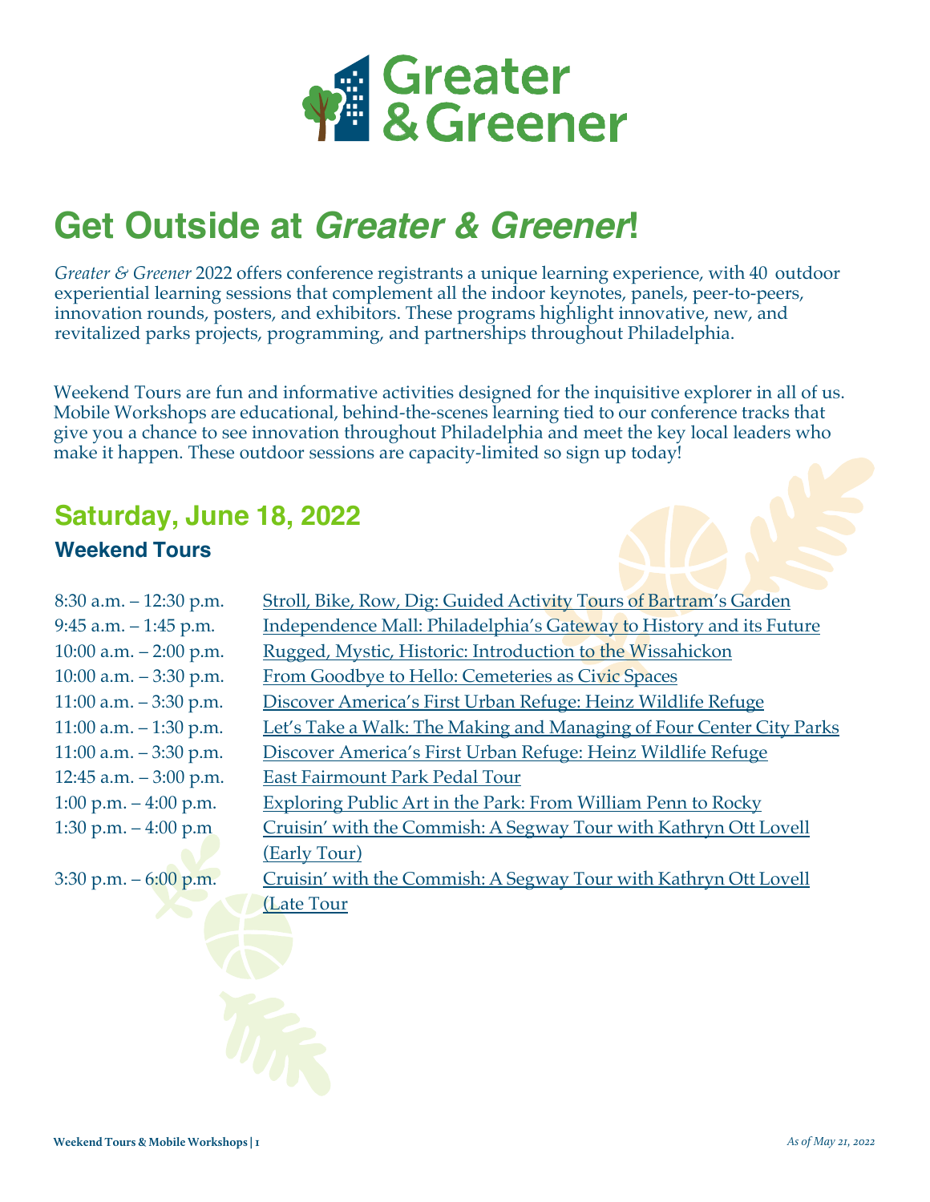# Greater & Greener

## Get Outside at *Greater & Greener*!

*Greater & Greener* 2022 offers conference registrants a unique learning experience, with 40 outdoor experiential learning sessions that complement all the indoor keynotes, panels, peer-to-peers, innovation rounds, posters, and exhibitors. These programs highlight innovative, new, and revitalized parks projects, programming, and partnerships throughout Philadelphia.

Weekend Tours are fun and informative activities designed for the inquisitive explorer in all of us. Mobile Workshops are educational, behind-the-scenes learning tied to our conference tracks that give you a chance to see innovation throughout Philadelphia and meet the key local leaders who make it happen. These outdoor sessions are capacity-limited so sign up today!

## Saturday, June 18, 2022

### Weekend Tours

| | |
|---|---|
| 8:30 a.m. – 12:30 p.m. | Stroll, Bike, Row, Dig: Guided Activity Tours of Bartram's Garden |
| 9:45 a.m. – 1:45 p.m. | Independence Mall: Philadelphia's Gateway to History and its Future |
| 10:00 a.m. – 2:00 p.m. | Rugged, Mystic, Historic: Introduction to the Wissahickon |
| 10:00 a.m. – 3:30 p.m. | From Goodbye to Hello: Cemeteries as Civic Spaces |
| 11:00 a.m. – 3:30 p.m. | Discover America's First Urban Refuge: Heinz Wildlife Refuge |
| 11:00 a.m. – 1:30 p.m. | Let's Take a Walk: The Making and Managing of Four Center City Parks |
| 11:00 a.m. – 3:30 p.m. | Discover America's First Urban Refuge: Heinz Wildlife Refuge |
| 12:45 a.m. – 3:00 p.m. | East Fairmount Park Pedal Tour |
| 1:00 p.m. – 4:00 p.m. | Exploring Public Art in the Park: From William Penn to Rocky |
| 1:30 p.m. – 4:00 p.m | Cruisin' with the Commish: A Segway Tour with Kathryn Ott Lovell (Early Tour) |
| 3:30 p.m. – 6:00 p.m. | Cruisin' with the Commish: A Segway Tour with Kathryn Ott Lovell (Late Tour |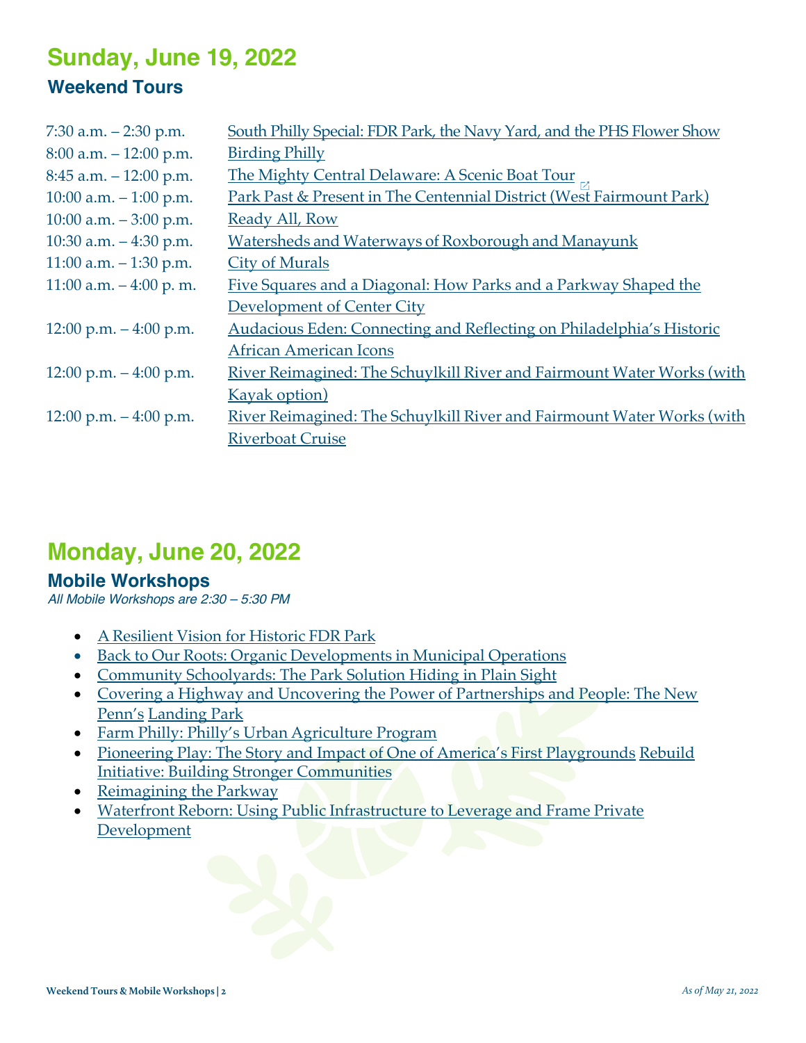## Sunday, June 19, 2022

### Weekend Tours

| | |
|---|---|
| 7:30 a.m. – 2:30 p.m. | South Philly Special: FDR Park, the Navy Yard, and the PHS Flower Show |
| 8:00 a.m. – 12:00 p.m. | Birding Philly |
| 8:45 a.m. – 12:00 p.m. | The Mighty Central Delaware: A Scenic Boat Tour |
| 10:00 a.m. – 1:00 p.m. | Park Past & Present in The Centennial District (West Fairmount Park) |
| 10:00 a.m. – 3:00 p.m. | Ready All, Row |
| 10:30 a.m. – 4:30 p.m. | Watersheds and Waterways of Roxborough and Manayunk |
| 11:00 a.m. – 1:30 p.m. | City of Murals |
| 11:00 a.m. – 4:00 p. m. | Five Squares and a Diagonal: How Parks and a Parkway Shaped the Development of Center City |
| 12:00 p.m. – 4:00 p.m. | Audacious Eden: Connecting and Reflecting on Philadelphia's Historic African American Icons |
| 12:00 p.m. – 4:00 p.m. | River Reimagined: The Schuylkill River and Fairmount Water Works (with Kayak option) |
| 12:00 p.m. – 4:00 p.m. | River Reimagined: The Schuylkill River and Fairmount Water Works (with Riverboat Cruise |

## Monday, June 20, 2022

### Mobile Workshops

*All Mobile Workshops are 2:30 – 5:30 PM*

- A Resilient Vision for Historic FDR Park
- Back to Our Roots: Organic Developments in Municipal Operations
- Community Schoolyards: The Park Solution Hiding in Plain Sight
- Covering a Highway and Uncovering the Power of Partnerships and People: The New Penn's Landing Park
- Farm Philly: Philly's Urban Agriculture Program
- Pioneering Play: The Story and Impact of One of America's First Playgrounds Rebuild Initiative: Building Stronger Communities
- Reimagining the Parkway
- Waterfront Reborn: Using Public Infrastructure to Leverage and Frame Private Development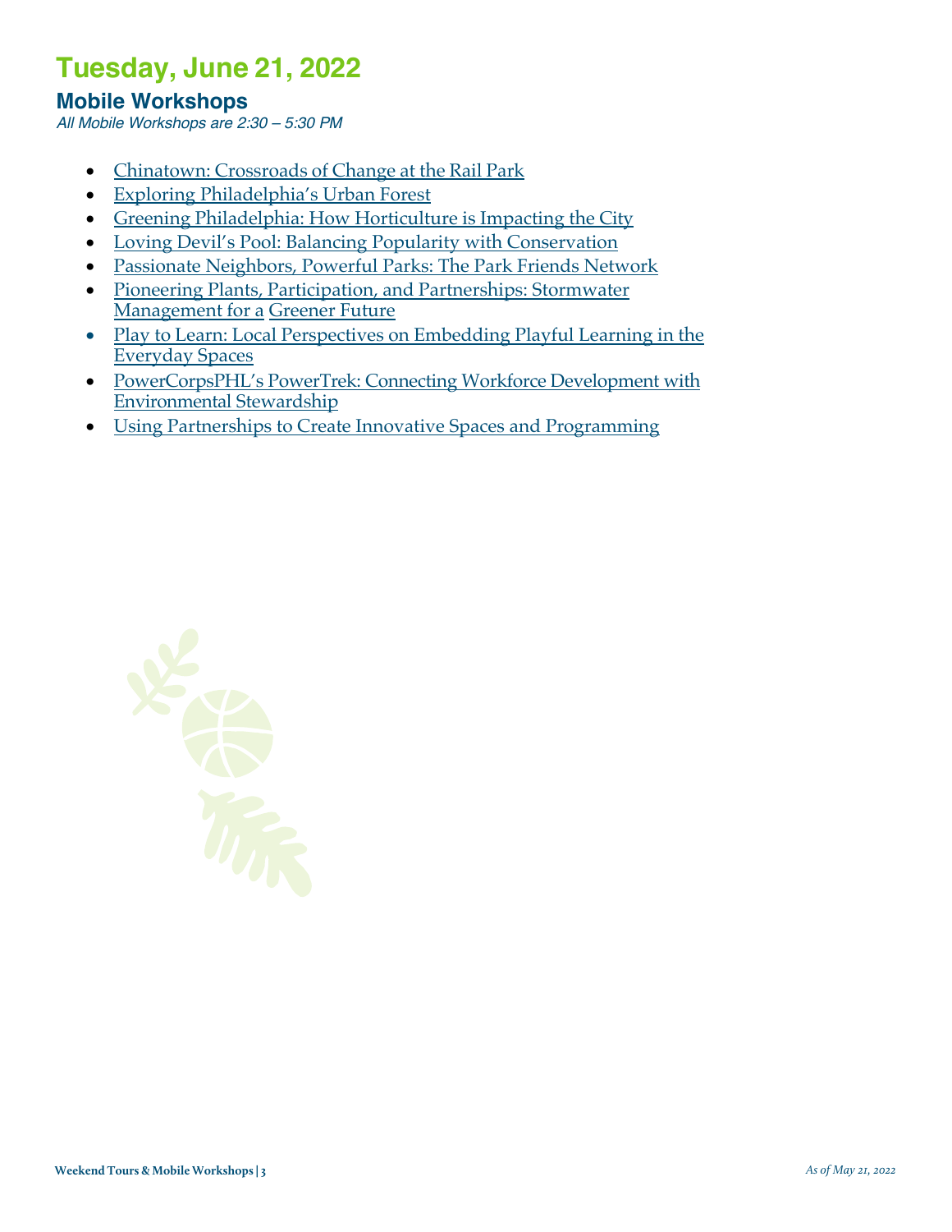# Tuesday, June 21, 2022

## Mobile Workshops

*All Mobile Workshops are 2:30 – 5:30 PM*

- Chinatown: Crossroads of Change at the Rail Park
- Exploring Philadelphia's Urban Forest
- Greening Philadelphia: How Horticulture is Impacting the City
- Loving Devil's Pool: Balancing Popularity with Conservation
- Passionate Neighbors, Powerful Parks: The Park Friends Network
- Pioneering Plants, Participation, and Partnerships: Stormwater Management for a Greener Future
- Play to Learn: Local Perspectives on Embedding Playful Learning in the Everyday Spaces
- PowerCorpsPHL's PowerTrek: Connecting Workforce Development with Environmental Stewardship
- Using Partnerships to Create Innovative Spaces and Programming